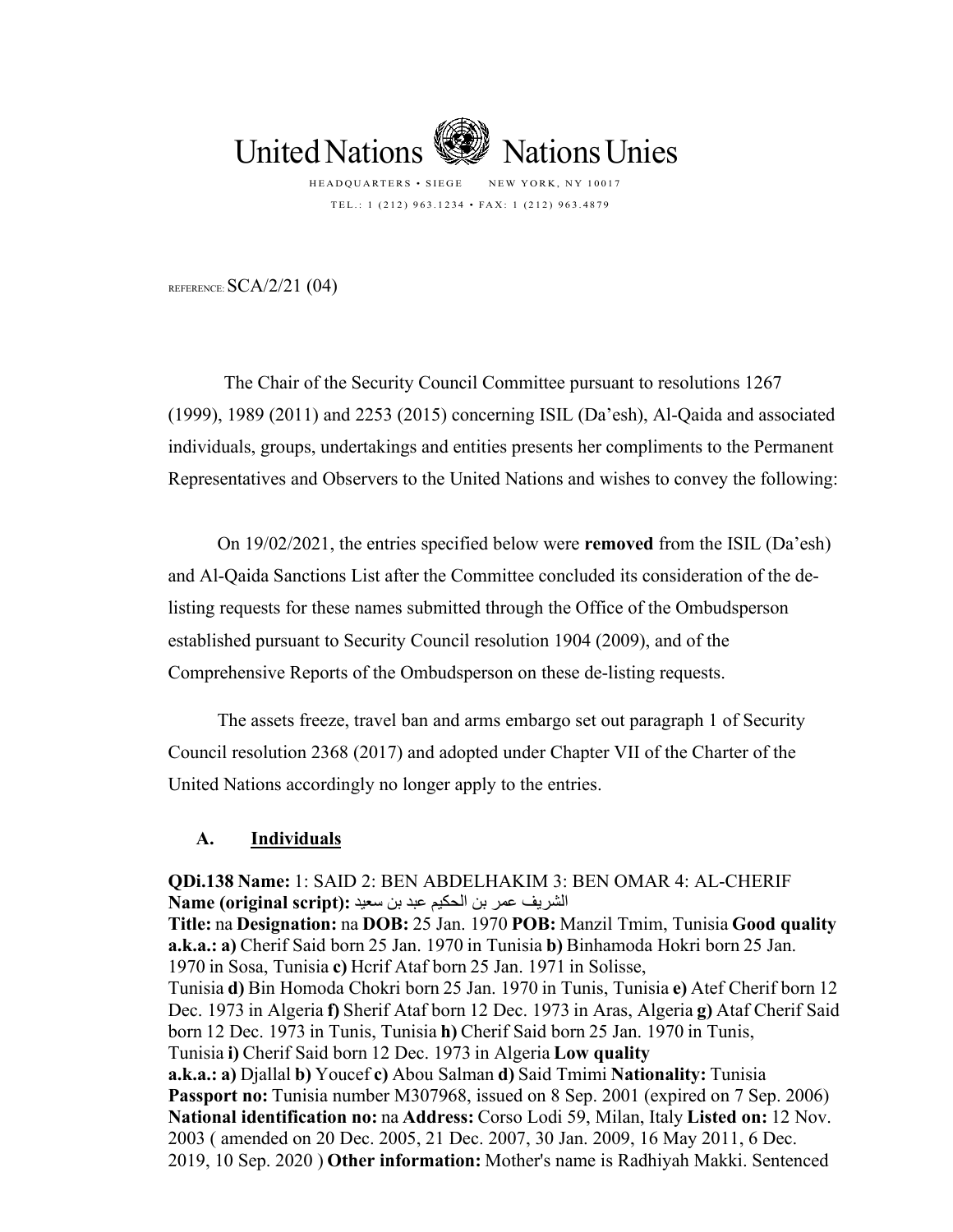United Nations Nations Unies

HEADQUARTERS • SIEGE NEW YORK, NY 10017

TEL.: 1 (212) 963.1234 • FAX: 1 (212) 963.4879

REFERENCE: SCA/2/21 (04)

The Chair of the Security Council Committee pursuant to resolutions 1267 (1999), 1989 (2011) and 2253 (2015) concerning ISIL (Da'esh), Al-Qaida and associated individuals, groups, undertakings and entities presents her compliments to the Permanent Representatives and Observers to the United Nations and wishes to convey the following:

On 19/02/2021, the entries specified below were **removed** from the ISIL (Da'esh) and Al-Qaida Sanctions List after the Committee concluded its consideration of the de-listing requests for these names submitted through the Office of the Ombudsperson established pursuant to Security Council resolution 1904 (2009), and of the Comprehensive Reports of the Ombudsperson on these de-listing requests.

The assets freeze, travel ban and arms embargo set out paragraph 1 of Security Council resolution 2368 (2017) and adopted under Chapter VII of the Charter of the United Nations accordingly no longer apply to the entries.

## A. Individuals

**QDi.138 Name:** 1: SAID 2: BEN ABDELHAKIM 3: BEN OMAR 4: AL-CHERIF **Name (original script):** الشريف عمر بن الحكيم عبد بن سعيد
**Title:** na **Designation:** na **DOB:** 25 Jan. 1970 **POB:** Manzil Tmim, Tunisia **Good quality a.k.a.: a)** Cherif Said born 25 Jan. 1970 in Tunisia **b)** Binhamoda Hokri born 25 Jan. 1970 in Sosa, Tunisia **c)** Hcrif Ataf born 25 Jan. 1971 in Solisse, Tunisia **d)** Bin Homoda Chokri born 25 Jan. 1970 in Tunis, Tunisia **e)** Atef Cherif born 12 Dec. 1973 in Algeria **f)** Sherif Ataf born 12 Dec. 1973 in Aras, Algeria **g)** Ataf Cherif Said born 12 Dec. 1973 in Tunis, Tunisia **h)** Cherif Said born 25 Jan. 1970 in Tunis, Tunisia **i)** Cherif Said born 12 Dec. 1973 in Algeria **Low quality a.k.a.: a)** Djallal **b)** Youcef **c)** Abou Salman **d)** Said Tmimi **Nationality:** Tunisia **Passport no:** Tunisia number M307968, issued on 8 Sep. 2001 (expired on 7 Sep. 2006) **National identification no:** na **Address:** Corso Lodi 59, Milan, Italy **Listed on:** 12 Nov. 2003 ( amended on 20 Dec. 2005, 21 Dec. 2007, 30 Jan. 2009, 16 May 2011, 6 Dec. 2019, 10 Sep. 2020 ) **Other information:** Mother's name is Radhiyah Makki. Sentenced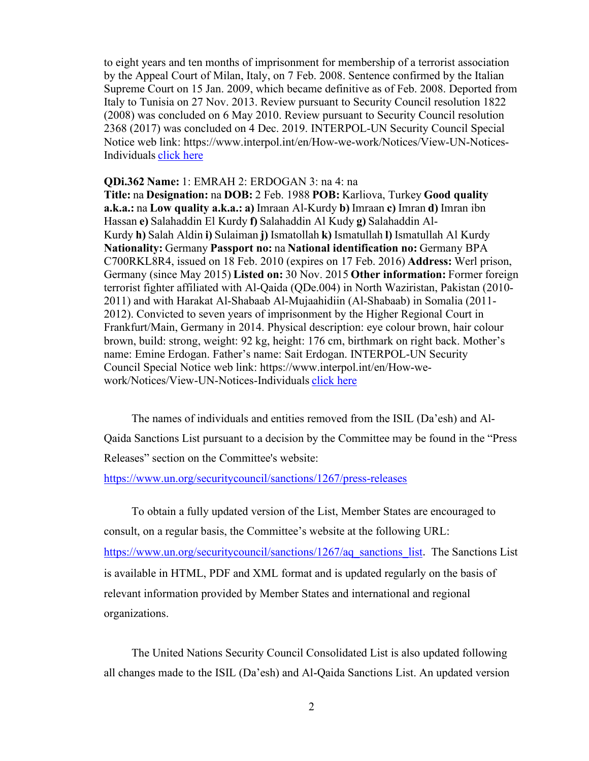to eight years and ten months of imprisonment for membership of a terrorist association by the Appeal Court of Milan, Italy, on 7 Feb. 2008. Sentence confirmed by the Italian Supreme Court on 15 Jan. 2009, which became definitive as of Feb. 2008. Deported from Italy to Tunisia on 27 Nov. 2013. Review pursuant to Security Council resolution 1822 (2008) was concluded on 6 May 2010. Review pursuant to Security Council resolution 2368 (2017) was concluded on 4 Dec. 2019. INTERPOL-UN Security Council Special Notice web link: https://www.interpol.int/en/How-we-work/Notices/View-UN-Notices-Individuals click here

**QDi.362 Name:** 1: EMRAH 2: ERDOGAN 3: na 4: na
**Title:** na **Designation:** na **DOB:** 2 Feb. 1988 **POB:** Karliova, Turkey **Good quality a.k.a.:** na **Low quality a.k.a.: a)** Imraan Al-Kurdy **b)** Imraan **c)** Imran **d)** Imran ibn Hassan **e)** Salahaddin El Kurdy **f)** Salahaddin Al Kudy **g)** Salahaddin Al-Kurdy **h)** Salah Aldin **i)** Sulaiman **j)** Ismatollah **k)** Ismatullah **l)** Ismatullah Al Kurdy **Nationality:** Germany **Passport no:** na **National identification no:** Germany BPA C700RKL8R4, issued on 18 Feb. 2010 (expires on 17 Feb. 2016) **Address:** Werl prison, Germany (since May 2015) **Listed on:** 30 Nov. 2015 **Other information:** Former foreign terrorist fighter affiliated with Al-Qaida (QDe.004) in North Waziristan, Pakistan (2010-2011) and with Harakat Al-Shabaab Al-Mujaahidiin (Al-Shabaab) in Somalia (2011-2012). Convicted to seven years of imprisonment by the Higher Regional Court in Frankfurt/Main, Germany in 2014. Physical description: eye colour brown, hair colour brown, build: strong, weight: 92 kg, height: 176 cm, birthmark on right back. Mother's name: Emine Erdogan. Father's name: Sait Erdogan. INTERPOL-UN Security Council Special Notice web link: https://www.interpol.int/en/How-we-work/Notices/View-UN-Notices-Individuals click here

The names of individuals and entities removed from the ISIL (Da'esh) and Al-Qaida Sanctions List pursuant to a decision by the Committee may be found in the "Press Releases" section on the Committee's website:

https://www.un.org/securitycouncil/sanctions/1267/press-releases

To obtain a fully updated version of the List, Member States are encouraged to consult, on a regular basis, the Committee's website at the following URL: https://www.un.org/securitycouncil/sanctions/1267/aq_sanctions_list. The Sanctions List is available in HTML, PDF and XML format and is updated regularly on the basis of relevant information provided by Member States and international and regional organizations.

The United Nations Security Council Consolidated List is also updated following all changes made to the ISIL (Da'esh) and Al-Qaida Sanctions List. An updated version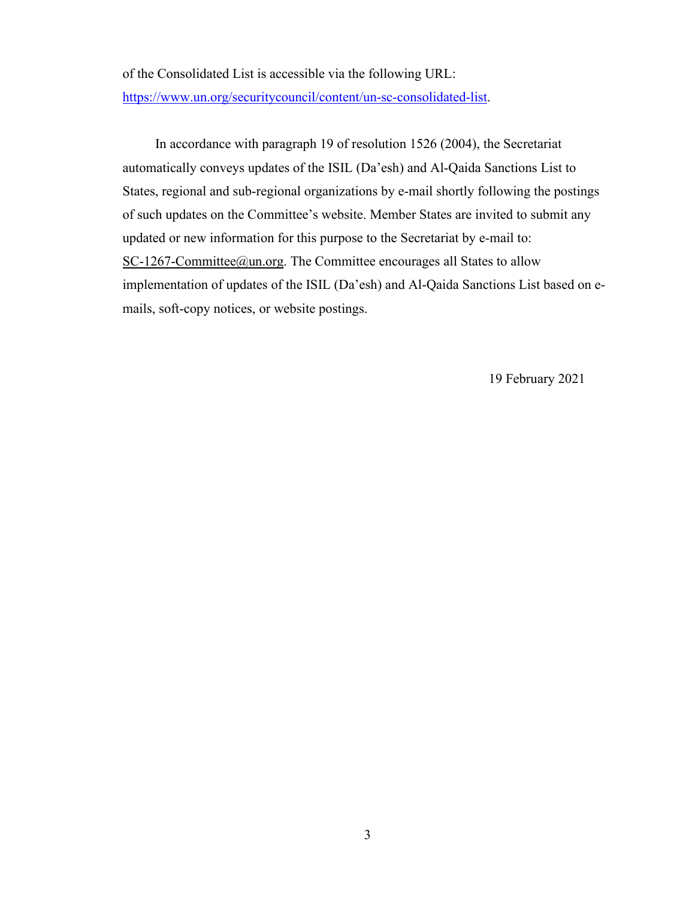of the Consolidated List is accessible via the following URL: https://www.un.org/securitycouncil/content/un-sc-consolidated-list.

In accordance with paragraph 19 of resolution 1526 (2004), the Secretariat automatically conveys updates of the ISIL (Da'esh) and Al-Qaida Sanctions List to States, regional and sub-regional organizations by e-mail shortly following the postings of such updates on the Committee's website. Member States are invited to submit any updated or new information for this purpose to the Secretariat by e-mail to: SC-1267-Committee@un.org. The Committee encourages all States to allow implementation of updates of the ISIL (Da'esh) and Al-Qaida Sanctions List based on e-mails, soft-copy notices, or website postings.

19 February 2021